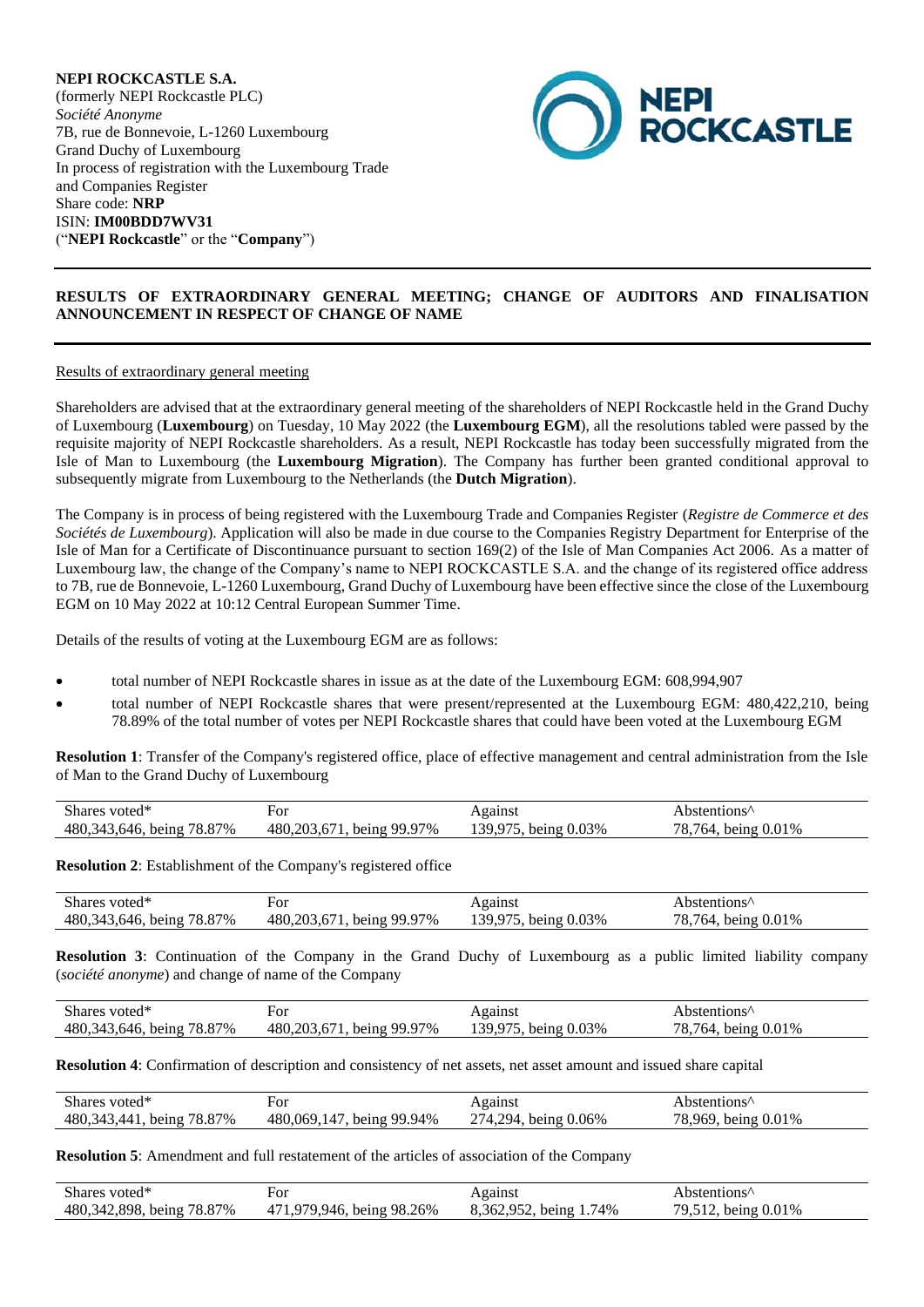**NEPI ROCKCASTLE S.A.**
(formerly NEPI Rockcastle PLC)
*Société Anonyme*
7B, rue de Bonnevoie, L-1260 Luxembourg
Grand Duchy of Luxembourg
In process of registration with the Luxembourg Trade and Companies Register
Share code: **NRP**
ISIN: **IM00BDD7WV31**
("**NEPI Rockcastle**" or the "**Company**")

## RESULTS OF EXTRAORDINARY GENERAL MEETING; CHANGE OF AUDITORS AND FINALISATION ANNOUNCEMENT IN RESPECT OF CHANGE OF NAME

Results of extraordinary general meeting

Shareholders are advised that at the extraordinary general meeting of the shareholders of NEPI Rockcastle held in the Grand Duchy of Luxembourg (**Luxembourg**) on Tuesday, 10 May 2022 (the **Luxembourg EGM**), all the resolutions tabled were passed by the requisite majority of NEPI Rockcastle shareholders. As a result, NEPI Rockcastle has today been successfully migrated from the Isle of Man to Luxembourg (the **Luxembourg Migration**). The Company has further been granted conditional approval to subsequently migrate from Luxembourg to the Netherlands (the **Dutch Migration**).

The Company is in process of being registered with the Luxembourg Trade and Companies Register (*Registre de Commerce et des Sociétés de Luxembourg*). Application will also be made in due course to the Companies Registry Department for Enterprise of the Isle of Man for a Certificate of Discontinuance pursuant to section 169(2) of the Isle of Man Companies Act 2006. As a matter of Luxembourg law, the change of the Company's name to NEPI ROCKCASTLE S.A. and the change of its registered office address to 7B, rue de Bonnevoie, L-1260 Luxembourg, Grand Duchy of Luxembourg have been effective since the close of the Luxembourg EGM on 10 May 2022 at 10:12 Central European Summer Time.

Details of the results of voting at the Luxembourg EGM are as follows:

- total number of NEPI Rockcastle shares in issue as at the date of the Luxembourg EGM: 608,994,907
- total number of NEPI Rockcastle shares that were present/represented at the Luxembourg EGM: 480,422,210, being 78.89% of the total number of votes per NEPI Rockcastle shares that could have been voted at the Luxembourg EGM

**Resolution 1**: Transfer of the Company's registered office, place of effective management and central administration from the Isle of Man to the Grand Duchy of Luxembourg

| Shares voted* | For | Against | Abstentions^ |
|---|---|---|---|
| 480,343,646, being 78.87% | 480,203,671, being 99.97% | 139,975, being 0.03% | 78,764, being 0.01% |

**Resolution 2**: Establishment of the Company's registered office

| Shares voted* | For | Against | Abstentions^ |
|---|---|---|---|
| 480,343,646, being 78.87% | 480,203,671, being 99.97% | 139,975, being 0.03% | 78,764, being 0.01% |

**Resolution 3**: Continuation of the Company in the Grand Duchy of Luxembourg as a public limited liability company (*société anonyme*) and change of name of the Company

| Shares voted* | For | Against | Abstentions^ |
|---|---|---|---|
| 480,343,646, being 78.87% | 480,203,671, being 99.97% | 139,975, being 0.03% | 78,764, being 0.01% |

**Resolution 4**: Confirmation of description and consistency of net assets, net asset amount and issued share capital

| Shares voted* | For | Against | Abstentions^ |
|---|---|---|---|
| 480,343,441, being 78.87% | 480,069,147, being 99.94% | 274,294, being 0.06% | 78,969, being 0.01% |

**Resolution 5**: Amendment and full restatement of the articles of association of the Company

| Shares voted* | For | Against | Abstentions^ |
|---|---|---|---|
| 480,342,898, being 78.87% | 471,979,946, being 98.26% | 8,362,952, being 1.74% | 79,512, being 0.01% |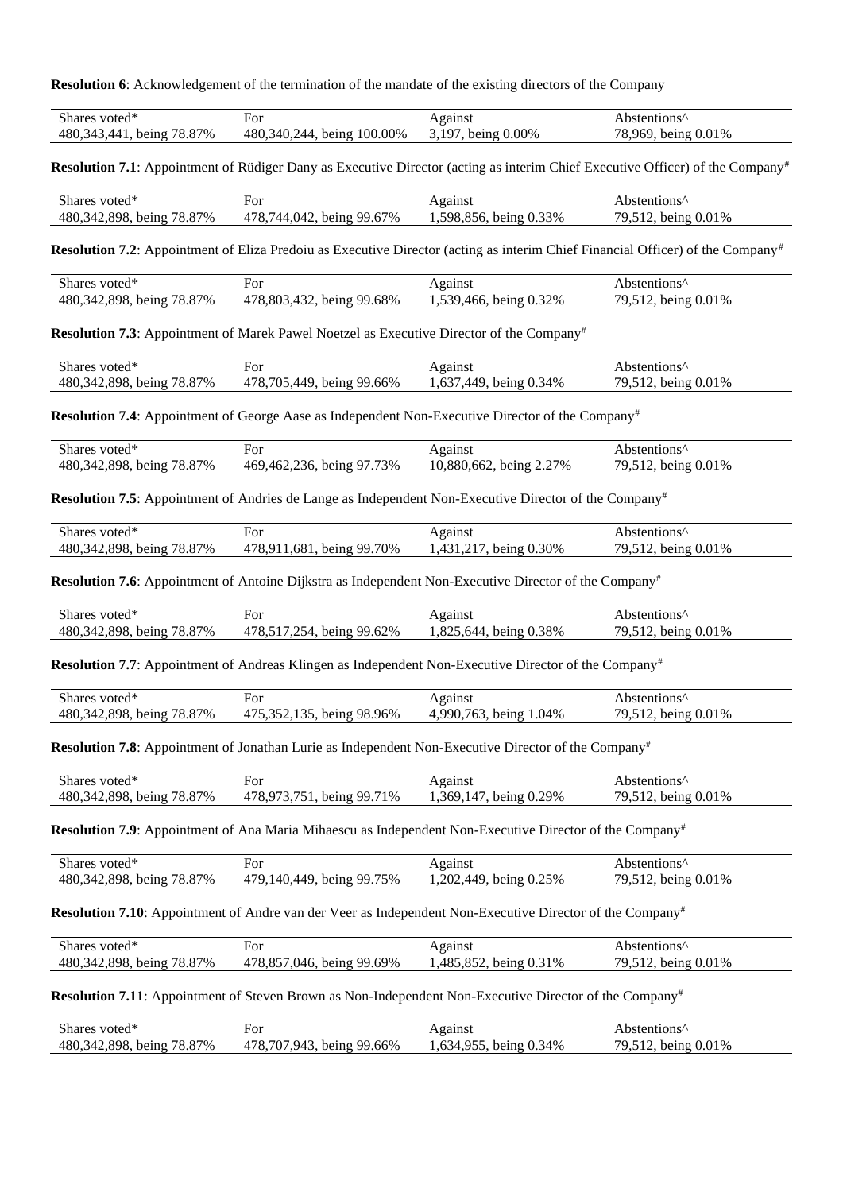**Resolution 6**: Acknowledgement of the termination of the mandate of the existing directors of the Company

| Shares voted* | For | Against | Abstentions^ |
|---|---|---|---|
| 480,343,441, being 78.87% | 480,340,244, being 100.00% | 3,197, being 0.00% | 78,969, being 0.01% |

**Resolution 7.1**: Appointment of Rüdiger Dany as Executive Director (acting as interim Chief Executive Officer) of the Company#

| Shares voted* | For | Against | Abstentions^ |
|---|---|---|---|
| 480,342,898, being 78.87% | 478,744,042, being 99.67% | 1,598,856, being 0.33% | 79,512, being 0.01% |

**Resolution 7.2**: Appointment of Eliza Predoiu as Executive Director (acting as interim Chief Financial Officer) of the Company#

| Shares voted* | For | Against | Abstentions^ |
|---|---|---|---|
| 480,342,898, being 78.87% | 478,803,432, being 99.68% | 1,539,466, being 0.32% | 79,512, being 0.01% |

**Resolution 7.3**: Appointment of Marek Pawel Noetzel as Executive Director of the Company#

| Shares voted* | For | Against | Abstentions^ |
|---|---|---|---|
| 480,342,898, being 78.87% | 478,705,449, being 99.66% | 1,637,449, being 0.34% | 79,512, being 0.01% |

**Resolution 7.4**: Appointment of George Aase as Independent Non-Executive Director of the Company#

| Shares voted* | For | Against | Abstentions^ |
|---|---|---|---|
| 480,342,898, being 78.87% | 469,462,236, being 97.73% | 10,880,662, being 2.27% | 79,512, being 0.01% |

**Resolution 7.5**: Appointment of Andries de Lange as Independent Non-Executive Director of the Company#

| Shares voted* | For | Against | Abstentions^ |
|---|---|---|---|
| 480,342,898, being 78.87% | 478,911,681, being 99.70% | 1,431,217, being 0.30% | 79,512, being 0.01% |

**Resolution 7.6**: Appointment of Antoine Dijkstra as Independent Non-Executive Director of the Company#

| Shares voted* | For | Against | Abstentions^ |
|---|---|---|---|
| 480,342,898, being 78.87% | 478,517,254, being 99.62% | 1,825,644, being 0.38% | 79,512, being 0.01% |

**Resolution 7.7**: Appointment of Andreas Klingen as Independent Non-Executive Director of the Company#

| Shares voted* | For | Against | Abstentions^ |
|---|---|---|---|
| 480,342,898, being 78.87% | 475,352,135, being 98.96% | 4,990,763, being 1.04% | 79,512, being 0.01% |

**Resolution 7.8**: Appointment of Jonathan Lurie as Independent Non-Executive Director of the Company#

| Shares voted* | For | Against | Abstentions^ |
|---|---|---|---|
| 480,342,898, being 78.87% | 478,973,751, being 99.71% | 1,369,147, being 0.29% | 79,512, being 0.01% |

**Resolution 7.9**: Appointment of Ana Maria Mihaescu as Independent Non-Executive Director of the Company#

| Shares voted* | For | Against | Abstentions^ |
|---|---|---|---|
| 480,342,898, being 78.87% | 479,140,449, being 99.75% | 1,202,449, being 0.25% | 79,512, being 0.01% |

**Resolution 7.10**: Appointment of Andre van der Veer as Independent Non-Executive Director of the Company#

| Shares voted* | For | Against | Abstentions^ |
|---|---|---|---|
| 480,342,898, being 78.87% | 478,857,046, being 99.69% | 1,485,852, being 0.31% | 79,512, being 0.01% |

**Resolution 7.11**: Appointment of Steven Brown as Non-Independent Non-Executive Director of the Company#

| Shares voted* | For | Against | Abstentions^ |
|---|---|---|---|
| 480,342,898, being 78.87% | 478,707,943, being 99.66% | 1,634,955, being 0.34% | 79,512, being 0.01% |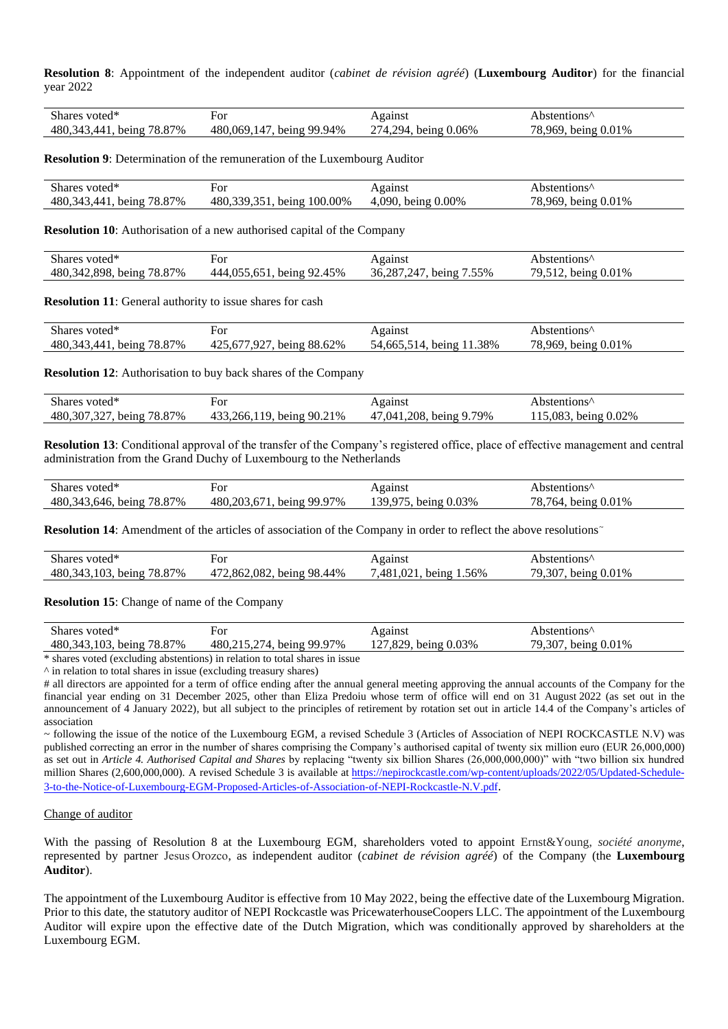**Resolution 8**: Appointment of the independent auditor (*cabinet de révision agréé*) (**Luxembourg Auditor**) for the financial year 2022

| Shares voted* | For | Against | Abstentions^ |
| --- | --- | --- | --- |
| 480,343,441, being 78.87% | 480,069,147, being 99.94% | 274,294, being 0.06% | 78,969, being 0.01% |

**Resolution 9**: Determination of the remuneration of the Luxembourg Auditor

| Shares voted* | For | Against | Abstentions^ |
| --- | --- | --- | --- |
| 480,343,441, being 78.87% | 480,339,351, being 100.00% | 4,090, being 0.00% | 78,969, being 0.01% |

**Resolution 10**: Authorisation of a new authorised capital of the Company

| Shares voted* | For | Against | Abstentions^ |
| --- | --- | --- | --- |
| 480,342,898, being 78.87% | 444,055,651, being 92.45% | 36,287,247, being 7.55% | 79,512, being 0.01% |

**Resolution 11**: General authority to issue shares for cash

| Shares voted* | For | Against | Abstentions^ |
| --- | --- | --- | --- |
| 480,343,441, being 78.87% | 425,677,927, being 88.62% | 54,665,514, being 11.38% | 78,969, being 0.01% |

**Resolution 12**: Authorisation to buy back shares of the Company

| Shares voted* | For | Against | Abstentions^ |
| --- | --- | --- | --- |
| 480,307,327, being 78.87% | 433,266,119, being 90.21% | 47,041,208, being 9.79% | 115,083, being 0.02% |

**Resolution 13**: Conditional approval of the transfer of the Company's registered office, place of effective management and central administration from the Grand Duchy of Luxembourg to the Netherlands

| Shares voted* | For | Against | Abstentions^ |
| --- | --- | --- | --- |
| 480,343,646, being 78.87% | 480,203,671, being 99.97% | 139,975, being 0.03% | 78,764, being 0.01% |

**Resolution 14**: Amendment of the articles of association of the Company in order to reflect the above resolutions~

| Shares voted* | For | Against | Abstentions^ |
| --- | --- | --- | --- |
| 480,343,103, being 78.87% | 472,862,082, being 98.44% | 7,481,021, being 1.56% | 79,307, being 0.01% |

**Resolution 15**: Change of name of the Company

| Shares voted* | For | Against | Abstentions^ |
| --- | --- | --- | --- |
| 480,343,103, being 78.87% | 480,215,274, being 99.97% | 127,829, being 0.03% | 79,307, being 0.01% |

* shares voted (excluding abstentions) in relation to total shares in issue

^ in relation to total shares in issue (excluding treasury shares)

# all directors are appointed for a term of office ending after the annual general meeting approving the annual accounts of the Company for the financial year ending on 31 December 2025, other than Eliza Predoiu whose term of office will end on 31 August 2022 (as set out in the announcement of 4 January 2022), but all subject to the principles of retirement by rotation set out in article 14.4 of the Company's articles of association

~ following the issue of the notice of the Luxembourg EGM, a revised Schedule 3 (Articles of Association of NEPI ROCKCASTLE N.V) was published correcting an error in the number of shares comprising the Company's authorised capital of twenty six million euro (EUR 26,000,000) as set out in *Article 4. Authorised Capital and Shares* by replacing "twenty six billion Shares (26,000,000,000)" with "two billion six hundred million Shares (2,600,000,000). A revised Schedule 3 is available at https://nepirockcastle.com/wp-content/uploads/2022/05/Updated-Schedule-3-to-the-Notice-of-Luxembourg-EGM-Proposed-Articles-of-Association-of-NEPI-Rockcastle-N.V.pdf.

## Change of auditor

With the passing of Resolution 8 at the Luxembourg EGM, shareholders voted to appoint Ernst&Young, *société anonyme*, represented by partner Jesus Orozco, as independent auditor (*cabinet de révision agréé*) of the Company (the **Luxembourg Auditor**).

The appointment of the Luxembourg Auditor is effective from 10 May 2022, being the effective date of the Luxembourg Migration. Prior to this date, the statutory auditor of NEPI Rockcastle was PricewaterhouseCoopers LLC. The appointment of the Luxembourg Auditor will expire upon the effective date of the Dutch Migration, which was conditionally approved by shareholders at the Luxembourg EGM.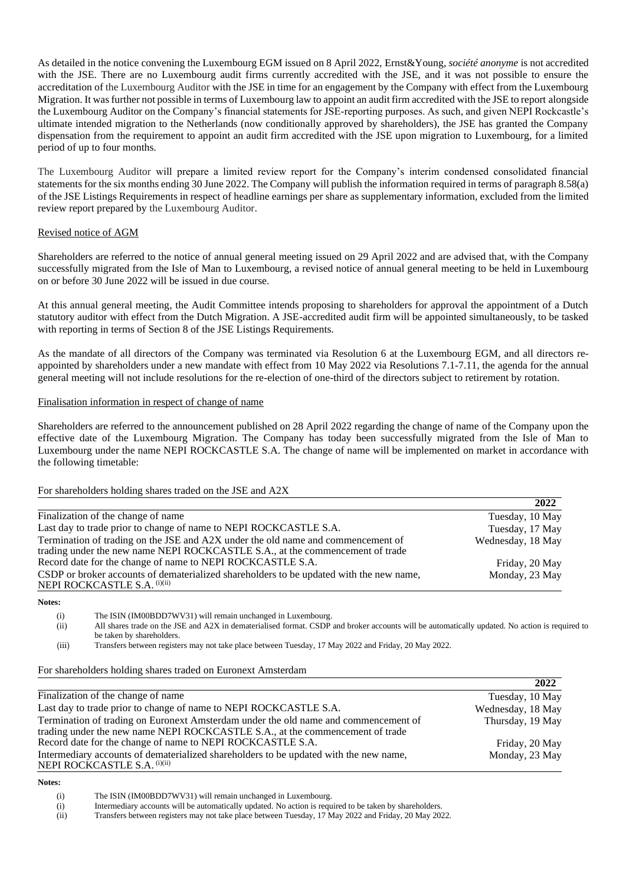As detailed in the notice convening the Luxembourg EGM issued on 8 April 2022, Ernst&Young, *société anonyme* is not accredited with the JSE. There are no Luxembourg audit firms currently accredited with the JSE, and it was not possible to ensure the accreditation of the Luxembourg Auditor with the JSE in time for an engagement by the Company with effect from the Luxembourg Migration. It was further not possible in terms of Luxembourg law to appoint an audit firm accredited with the JSE to report alongside the Luxembourg Auditor on the Company's financial statements for JSE-reporting purposes. As such, and given NEPI Rockcastle's ultimate intended migration to the Netherlands (now conditionally approved by shareholders), the JSE has granted the Company dispensation from the requirement to appoint an audit firm accredited with the JSE upon migration to Luxembourg, for a limited period of up to four months.

The Luxembourg Auditor will prepare a limited review report for the Company's interim condensed consolidated financial statements for the six months ending 30 June 2022. The Company will publish the information required in terms of paragraph 8.58(a) of the JSE Listings Requirements in respect of headline earnings per share as supplementary information, excluded from the limited review report prepared by the Luxembourg Auditor.

## Revised notice of AGM

Shareholders are referred to the notice of annual general meeting issued on 29 April 2022 and are advised that, with the Company successfully migrated from the Isle of Man to Luxembourg, a revised notice of annual general meeting to be held in Luxembourg on or before 30 June 2022 will be issued in due course.

At this annual general meeting, the Audit Committee intends proposing to shareholders for approval the appointment of a Dutch statutory auditor with effect from the Dutch Migration. A JSE-accredited audit firm will be appointed simultaneously, to be tasked with reporting in terms of Section 8 of the JSE Listings Requirements.

As the mandate of all directors of the Company was terminated via Resolution 6 at the Luxembourg EGM, and all directors re-appointed by shareholders under a new mandate with effect from 10 May 2022 via Resolutions 7.1-7.11, the agenda for the annual general meeting will not include resolutions for the re-election of one-third of the directors subject to retirement by rotation.

## Finalisation information in respect of change of name

Shareholders are referred to the announcement published on 28 April 2022 regarding the change of name of the Company upon the effective date of the Luxembourg Migration. The Company has today been successfully migrated from the Isle of Man to Luxembourg under the name NEPI ROCKCASTLE S.A. The change of name will be implemented on market in accordance with the following timetable:

For shareholders holding shares traded on the JSE and A2X

| | 2022 |
|---|---|
| Finalization of the change of name | Tuesday, 10 May |
| Last day to trade prior to change of name to NEPI ROCKCASTLE S.A. | Tuesday, 17 May |
| Termination of trading on the JSE and A2X under the old name and commencement of trading under the new name NEPI ROCKCASTLE S.A., at the commencement of trade | Wednesday, 18 May |
| Record date for the change of name to NEPI ROCKCASTLE S.A. | Friday, 20 May |
| CSDP or broker accounts of dematerialized shareholders to be updated with the new name, NEPI ROCKCASTLE S.A. (i)(ii) | Monday, 23 May |

**Notes:**

(i) The ISIN (IM00BDD7WV31) will remain unchanged in Luxembourg.

(ii) All shares trade on the JSE and A2X in dematerialised format. CSDP and broker accounts will be automatically updated. No action is required to be taken by shareholders.

(iii) Transfers between registers may not take place between Tuesday, 17 May 2022 and Friday, 20 May 2022.

For shareholders holding shares traded on Euronext Amsterdam

| | 2022 |
|---|---|
| Finalization of the change of name | Tuesday, 10 May |
| Last day to trade prior to change of name to NEPI ROCKCASTLE S.A. | Wednesday, 18 May |
| Termination of trading on Euronext Amsterdam under the old name and commencement of trading under the new name NEPI ROCKCASTLE S.A., at the commencement of trade | Thursday, 19 May |
| Record date for the change of name to NEPI ROCKCASTLE S.A. | Friday, 20 May |
| Intermediary accounts of dematerialized shareholders to be updated with the new name, NEPI ROCKCASTLE S.A. (i)(ii) | Monday, 23 May |

**Notes:**

(i) The ISIN (IM00BDD7WV31) will remain unchanged in Luxembourg.

(i) Intermediary accounts will be automatically updated. No action is required to be taken by shareholders.

(ii) Transfers between registers may not take place between Tuesday, 17 May 2022 and Friday, 20 May 2022.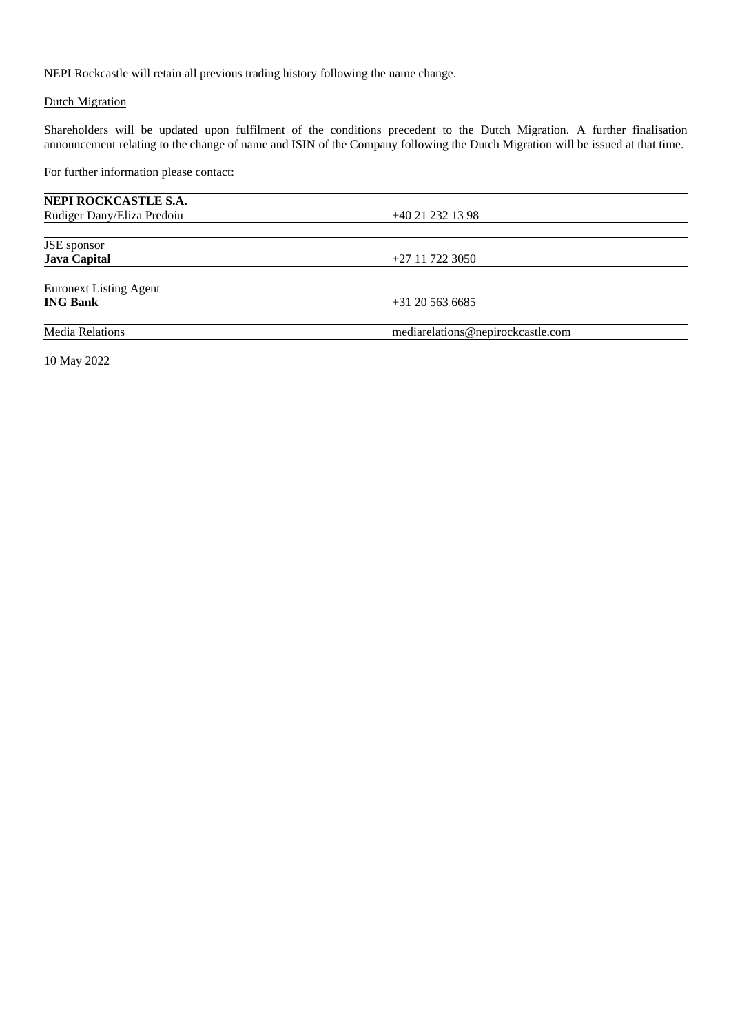NEPI Rockcastle will retain all previous trading history following the name change.

Dutch Migration

Shareholders will be updated upon fulfilment of the conditions precedent to the Dutch Migration. A further finalisation announcement relating to the change of name and ISIN of the Company following the Dutch Migration will be issued at that time.

For further information please contact:

| | |
|---|---|
| **NEPI ROCKCASTLE S.A.**<br>Rüdiger Dany/Eliza Predoiu | +40 21 232 13 98 |
| JSE sponsor<br>**Java Capital** | +27 11 722 3050 |
| Euronext Listing Agent<br>**ING Bank** | +31 20 563 6685 |
| Media Relations | mediarelations@nepirockcastle.com |

10 May 2022